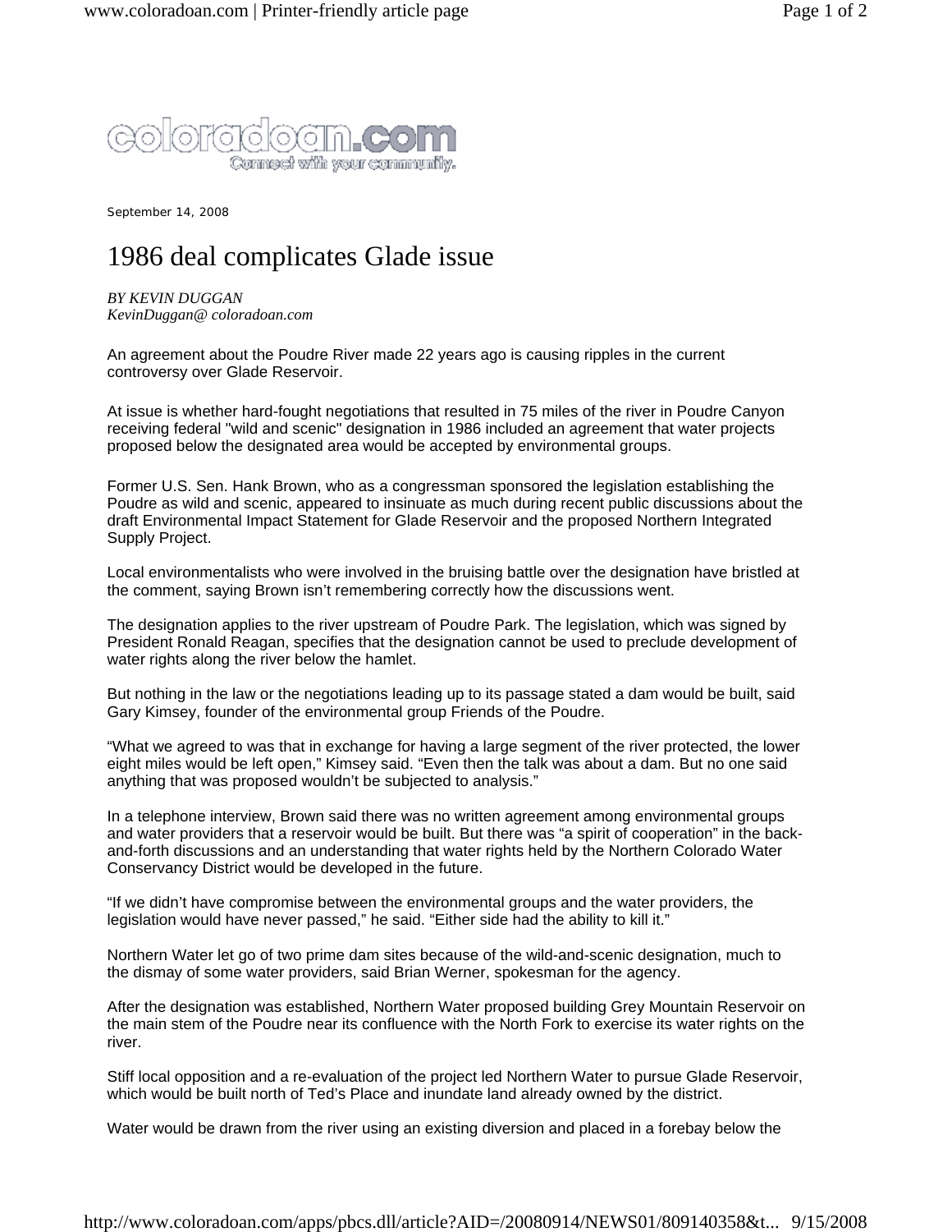September 14, 2008

# 1986 deal complicates Glade issue

*BY KEVIN DUGGAN*
*KevinDuggan@ coloradoan.com*

An agreement about the Poudre River made 22 years ago is causing ripples in the current controversy over Glade Reservoir.

At issue is whether hard-fought negotiations that resulted in 75 miles of the river in Poudre Canyon receiving federal "wild and scenic" designation in 1986 included an agreement that water projects proposed below the designated area would be accepted by environmental groups.

Former U.S. Sen. Hank Brown, who as a congressman sponsored the legislation establishing the Poudre as wild and scenic, appeared to insinuate as much during recent public discussions about the draft Environmental Impact Statement for Glade Reservoir and the proposed Northern Integrated Supply Project.

Local environmentalists who were involved in the bruising battle over the designation have bristled at the comment, saying Brown isn't remembering correctly how the discussions went.

The designation applies to the river upstream of Poudre Park. The legislation, which was signed by President Ronald Reagan, specifies that the designation cannot be used to preclude development of water rights along the river below the hamlet.

But nothing in the law or the negotiations leading up to its passage stated a dam would be built, said Gary Kimsey, founder of the environmental group Friends of the Poudre.

"What we agreed to was that in exchange for having a large segment of the river protected, the lower eight miles would be left open," Kimsey said. "Even then the talk was about a dam. But no one said anything that was proposed wouldn't be subjected to analysis."

In a telephone interview, Brown said there was no written agreement among environmental groups and water providers that a reservoir would be built. But there was "a spirit of cooperation" in the back-and-forth discussions and an understanding that water rights held by the Northern Colorado Water Conservancy District would be developed in the future.

"If we didn't have compromise between the environmental groups and the water providers, the legislation would have never passed," he said. "Either side had the ability to kill it."

Northern Water let go of two prime dam sites because of the wild-and-scenic designation, much to the dismay of some water providers, said Brian Werner, spokesman for the agency.

After the designation was established, Northern Water proposed building Grey Mountain Reservoir on the main stem of the Poudre near its confluence with the North Fork to exercise its water rights on the river.

Stiff local opposition and a re-evaluation of the project led Northern Water to pursue Glade Reservoir, which would be built north of Ted's Place and inundate land already owned by the district.

Water would be drawn from the river using an existing diversion and placed in a forebay below the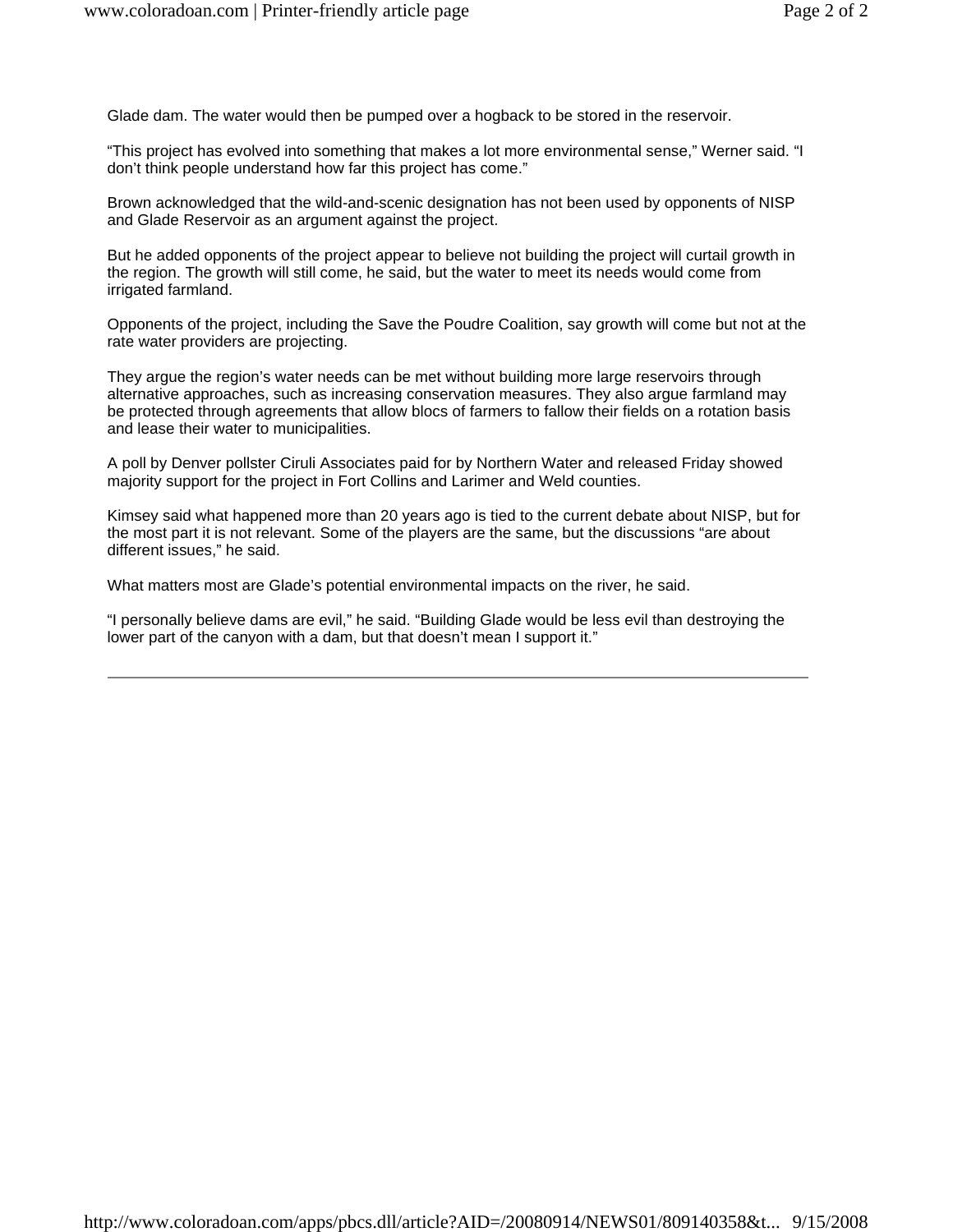Glade dam. The water would then be pumped over a hogback to be stored in the reservoir.

"This project has evolved into something that makes a lot more environmental sense," Werner said. "I don't think people understand how far this project has come."

Brown acknowledged that the wild-and-scenic designation has not been used by opponents of NISP and Glade Reservoir as an argument against the project.

But he added opponents of the project appear to believe not building the project will curtail growth in the region. The growth will still come, he said, but the water to meet its needs would come from irrigated farmland.

Opponents of the project, including the Save the Poudre Coalition, say growth will come but not at the rate water providers are projecting.

They argue the region's water needs can be met without building more large reservoirs through alternative approaches, such as increasing conservation measures. They also argue farmland may be protected through agreements that allow blocs of farmers to fallow their fields on a rotation basis and lease their water to municipalities.

A poll by Denver pollster Ciruli Associates paid for by Northern Water and released Friday showed majority support for the project in Fort Collins and Larimer and Weld counties.

Kimsey said what happened more than 20 years ago is tied to the current debate about NISP, but for the most part it is not relevant. Some of the players are the same, but the discussions "are about different issues," he said.

What matters most are Glade's potential environmental impacts on the river, he said.

"I personally believe dams are evil," he said. "Building Glade would be less evil than destroying the lower part of the canyon with a dam, but that doesn't mean I support it."